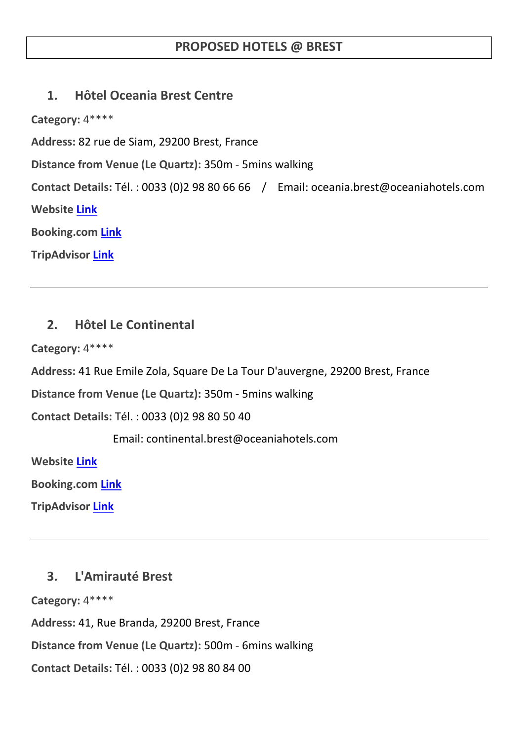# PROPOSED HOTELS @ BREST

## 1. Hôtel Oceania Brest Centre

**Category:** 4****

**Address:** 82 rue de Siam, 29200 Brest, France

**Distance from Venue (Le Quartz):** 350m - 5mins walking

**Contact Details:** Tél. : 0033 (0)2 98 80 66 66 / Email: oceania.brest@oceaniahotels.com

**Website** Link

**Booking.com** Link

**TripAdvisor** Link

---

## 2. Hôtel Le Continental

**Category:** 4****

**Address:** 41 Rue Emile Zola, Square De La Tour D'auvergne, 29200 Brest, France

**Distance from Venue (Le Quartz):** 350m - 5mins walking

**Contact Details:** Tél. : 0033 (0)2 98 80 50 40

Email: continental.brest@oceaniahotels.com

**Website** Link

**Booking.com** Link

**TripAdvisor** Link

---

## 3. L'Amirauté Brest

**Category:** 4****

**Address:** 41, Rue Branda, 29200 Brest, France

**Distance from Venue (Le Quartz):** 500m - 6mins walking

**Contact Details:** Tél. : 0033 (0)2 98 80 84 00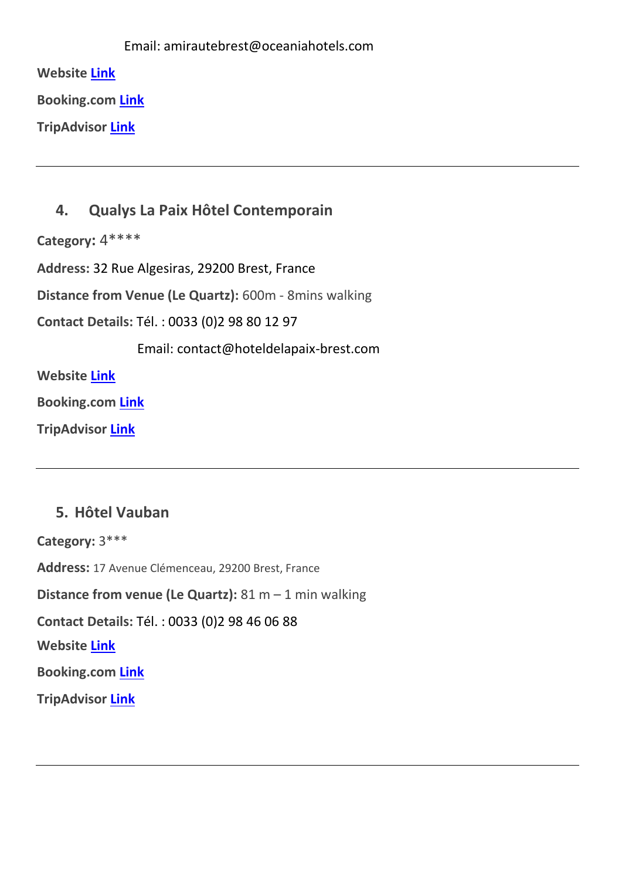Email: amirautebrest@oceaniahotels.com

**Website** [Link]

**Booking.com** [Link]

**TripAdvisor** [Link]

---

## 4. Qualys La Paix Hôtel Contemporain

**Category:** 4****

**Address:** 32 Rue Algesiras, 29200 Brest, France

**Distance from Venue (Le Quartz):** 600m - 8mins walking

**Contact Details:** Tél. : 0033 (0)2 98 80 12 97

Email: contact@hoteldelapaix-brest.com

**Website** [Link]

**Booking.com** [Link]

**TripAdvisor** [Link]

---

## 5. Hôtel Vauban

**Category:** 3***

**Address:** 17 Avenue Clémenceau, 29200 Brest, France

**Distance from venue (Le Quartz):** 81 m – 1 min walking

**Contact Details:** Tél. : 0033 (0)2 98 46 06 88

**Website** [Link]

**Booking.com** [Link]

**TripAdvisor** [Link]

---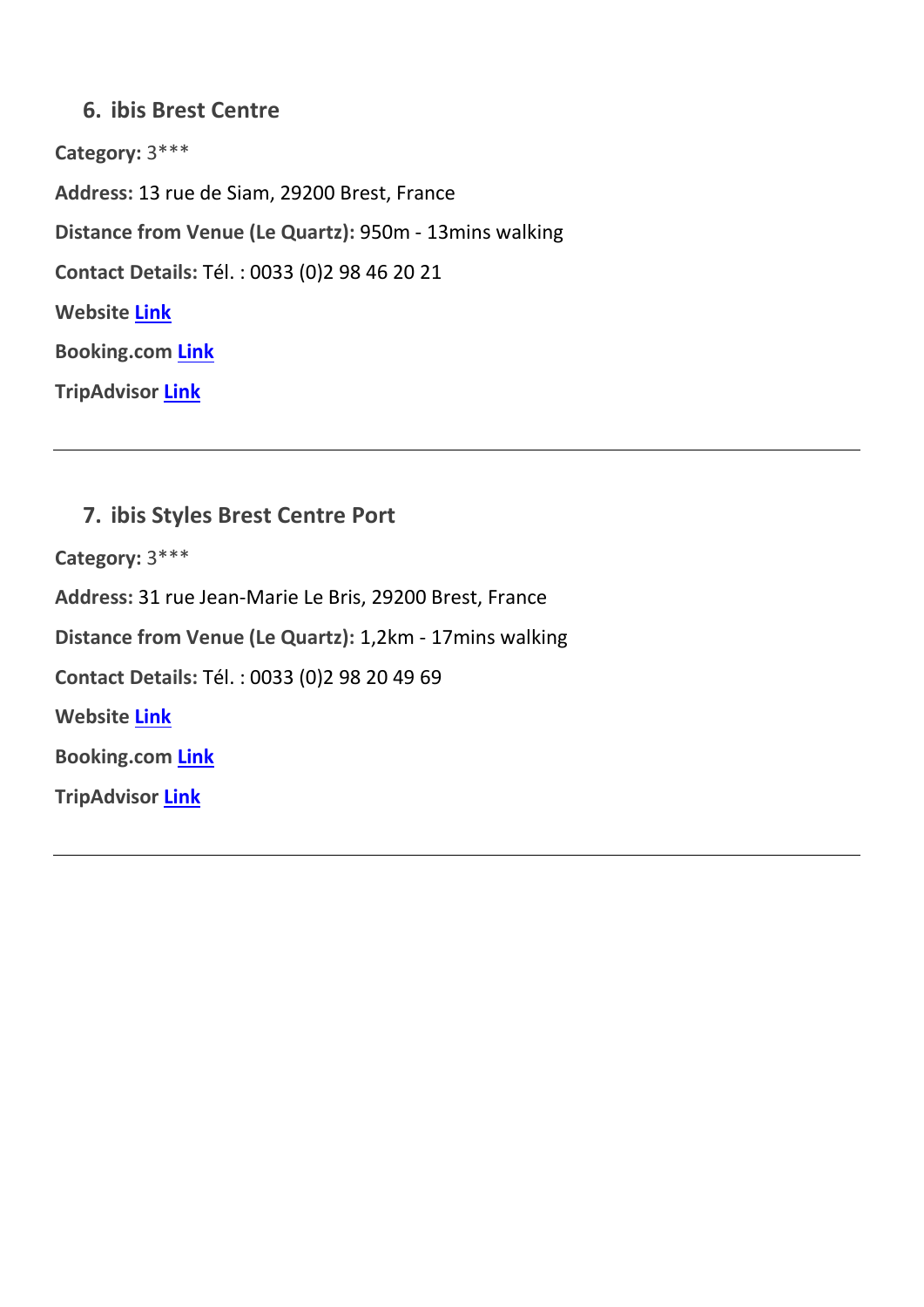### 6. ibis Brest Centre

**Category:** 3***

**Address:** 13 rue de Siam, 29200 Brest, France

**Distance from Venue (Le Quartz):** 950m - 13mins walking

**Contact Details:** Tél. : 0033 (0)2 98 46 20 21

**Website** **Link**

**Booking.com** **Link**

**TripAdvisor** **Link**

---

### 7. ibis Styles Brest Centre Port

**Category:** 3***

**Address:** 31 rue Jean-Marie Le Bris, 29200 Brest, France

**Distance from Venue (Le Quartz):** 1,2km - 17mins walking

**Contact Details:** Tél. : 0033 (0)2 98 20 49 69

**Website** **Link**

**Booking.com** **Link**

**TripAdvisor** **Link**

---